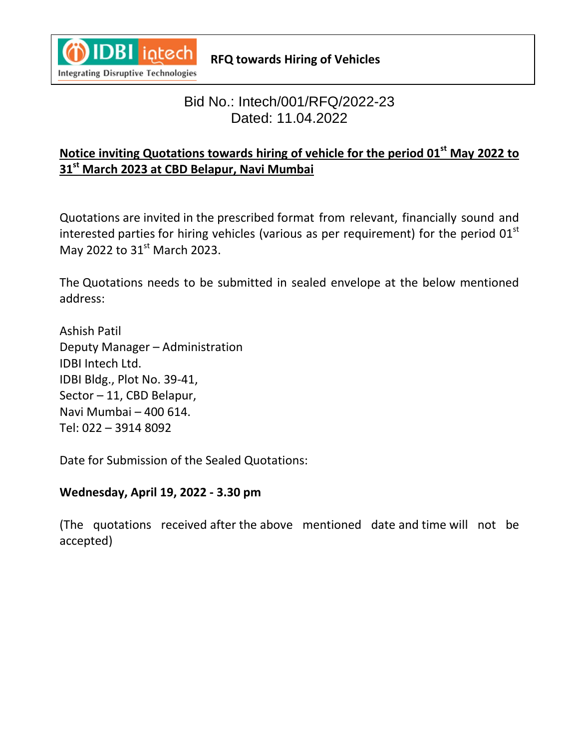**RFQ towards Hiring of Vehicles**

Bid No.: Intech/001/RFQ/2022-23
Dated: 11.04.2022

## Notice inviting Quotations towards hiring of vehicle for the period 01st May 2022 to 31st March 2023 at CBD Belapur, Navi Mumbai

Quotations are invited in the prescribed format from relevant, financially sound and interested parties for hiring vehicles (various as per requirement) for the period 01st May 2022 to 31st March 2023.

The Quotations needs to be submitted in sealed envelope at the below mentioned address:

Ashish Patil
Deputy Manager – Administration
IDBI Intech Ltd.
IDBI Bldg., Plot No. 39-41,
Sector – 11, CBD Belapur,
Navi Mumbai – 400 614.
Tel: 022 – 3914 8092

Date for Submission of the Sealed Quotations:

**Wednesday, April 19, 2022 - 3.30 pm**

(The quotations received after the above mentioned date and time will not be accepted)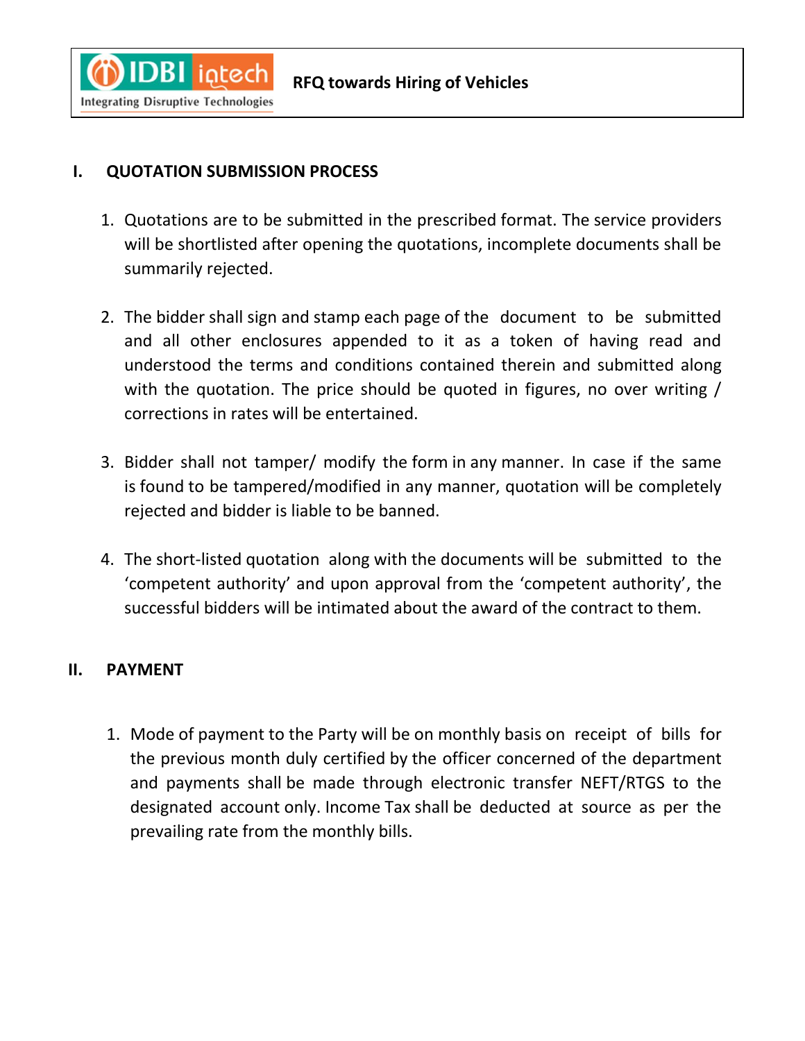## I. QUOTATION SUBMISSION PROCESS

1. Quotations are to be submitted in the prescribed format. The service providers will be shortlisted after opening the quotations, incomplete documents shall be summarily rejected.

2. The bidder shall sign and stamp each page of the document to be submitted and all other enclosures appended to it as a token of having read and understood the terms and conditions contained therein and submitted along with the quotation. The price should be quoted in figures, no over writing / corrections in rates will be entertained.

3. Bidder shall not tamper/ modify the form in any manner. In case if the same is found to be tampered/modified in any manner, quotation will be completely rejected and bidder is liable to be banned.

4. The short-listed quotation along with the documents will be submitted to the 'competent authority' and upon approval from the 'competent authority', the successful bidders will be intimated about the award of the contract to them.

## II. PAYMENT

1. Mode of payment to the Party will be on monthly basis on receipt of bills for the previous month duly certified by the officer concerned of the department and payments shall be made through electronic transfer NEFT/RTGS to the designated account only. Income Tax shall be deducted at source as per the prevailing rate from the monthly bills.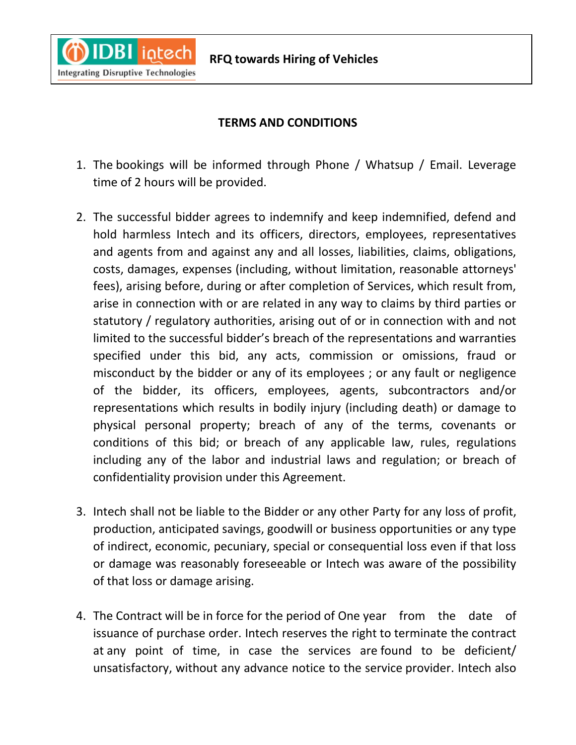## TERMS AND CONDITIONS

1. The bookings will be informed through Phone / Whatsup / Email. Leverage time of 2 hours will be provided.

2. The successful bidder agrees to indemnify and keep indemnified, defend and hold harmless Intech and its officers, directors, employees, representatives and agents from and against any and all losses, liabilities, claims, obligations, costs, damages, expenses (including, without limitation, reasonable attorneys' fees), arising before, during or after completion of Services, which result from, arise in connection with or are related in any way to claims by third parties or statutory / regulatory authorities, arising out of or in connection with and not limited to the successful bidder's breach of the representations and warranties specified under this bid, any acts, commission or omissions, fraud or misconduct by the bidder or any of its employees ; or any fault or negligence of the bidder, its officers, employees, agents, subcontractors and/or representations which results in bodily injury (including death) or damage to physical personal property; breach of any of the terms, covenants or conditions of this bid; or breach of any applicable law, rules, regulations including any of the labor and industrial laws and regulation; or breach of confidentiality provision under this Agreement.

3. Intech shall not be liable to the Bidder or any other Party for any loss of profit, production, anticipated savings, goodwill or business opportunities or any type of indirect, economic, pecuniary, special or consequential loss even if that loss or damage was reasonably foreseeable or Intech was aware of the possibility of that loss or damage arising.

4. The Contract will be in force for the period of One year from the date of issuance of purchase order. Intech reserves the right to terminate the contract at any point of time, in case the services are found to be deficient/ unsatisfactory, without any advance notice to the service provider. Intech also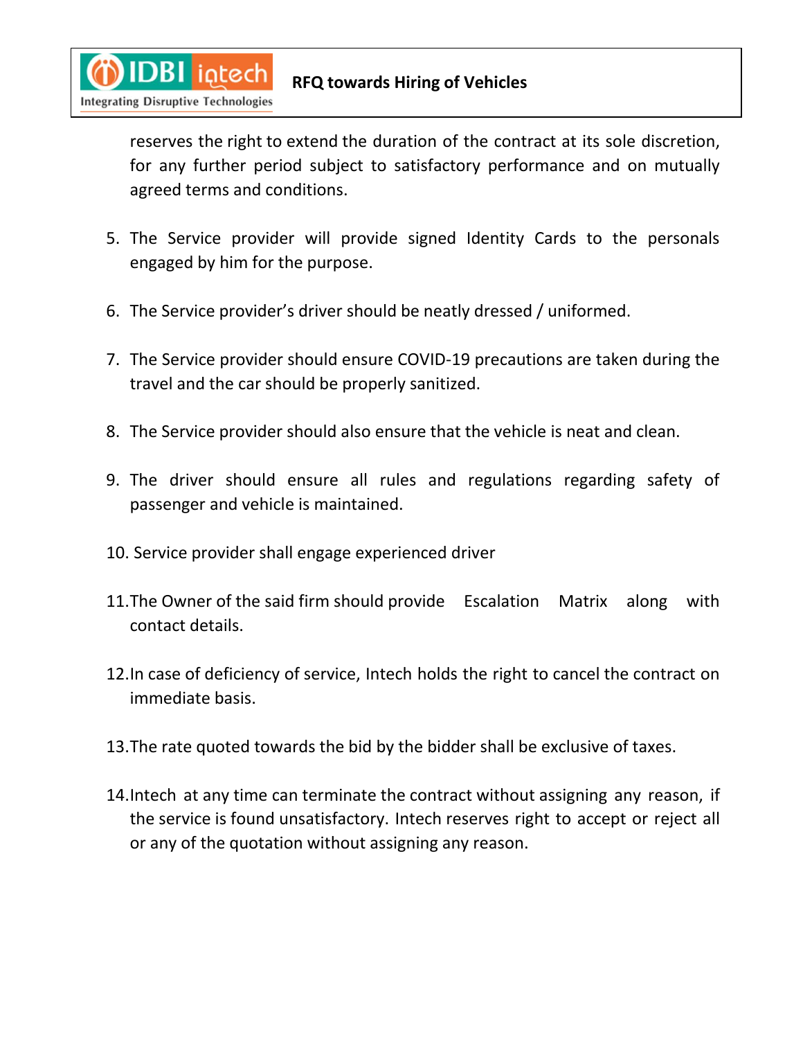reserves the right to extend the duration of the contract at its sole discretion, for any further period subject to satisfactory performance and on mutually agreed terms and conditions.

5. The Service provider will provide signed Identity Cards to the personals engaged by him for the purpose.

6. The Service provider's driver should be neatly dressed / uniformed.

7. The Service provider should ensure COVID-19 precautions are taken during the travel and the car should be properly sanitized.

8. The Service provider should also ensure that the vehicle is neat and clean.

9. The driver should ensure all rules and regulations regarding safety of passenger and vehicle is maintained.

10. Service provider shall engage experienced driver

11. The Owner of the said firm should provide Escalation Matrix along with contact details.

12. In case of deficiency of service, Intech holds the right to cancel the contract on immediate basis.

13. The rate quoted towards the bid by the bidder shall be exclusive of taxes.

14. Intech at any time can terminate the contract without assigning any reason, if the service is found unsatisfactory. Intech reserves right to accept or reject all or any of the quotation without assigning any reason.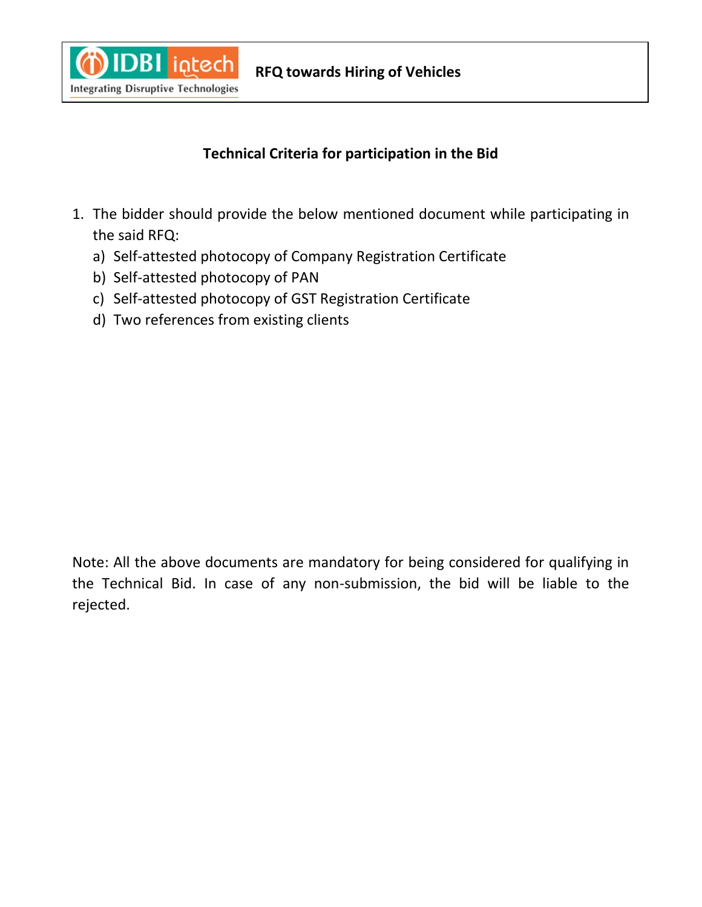## Technical Criteria for participation in the Bid

1. The bidder should provide the below mentioned document while participating in the said RFQ:
   a) Self-attested photocopy of Company Registration Certificate
   b) Self-attested photocopy of PAN
   c) Self-attested photocopy of GST Registration Certificate
   d) Two references from existing clients

Note: All the above documents are mandatory for being considered for qualifying in the Technical Bid. In case of any non-submission, the bid will be liable to the rejected.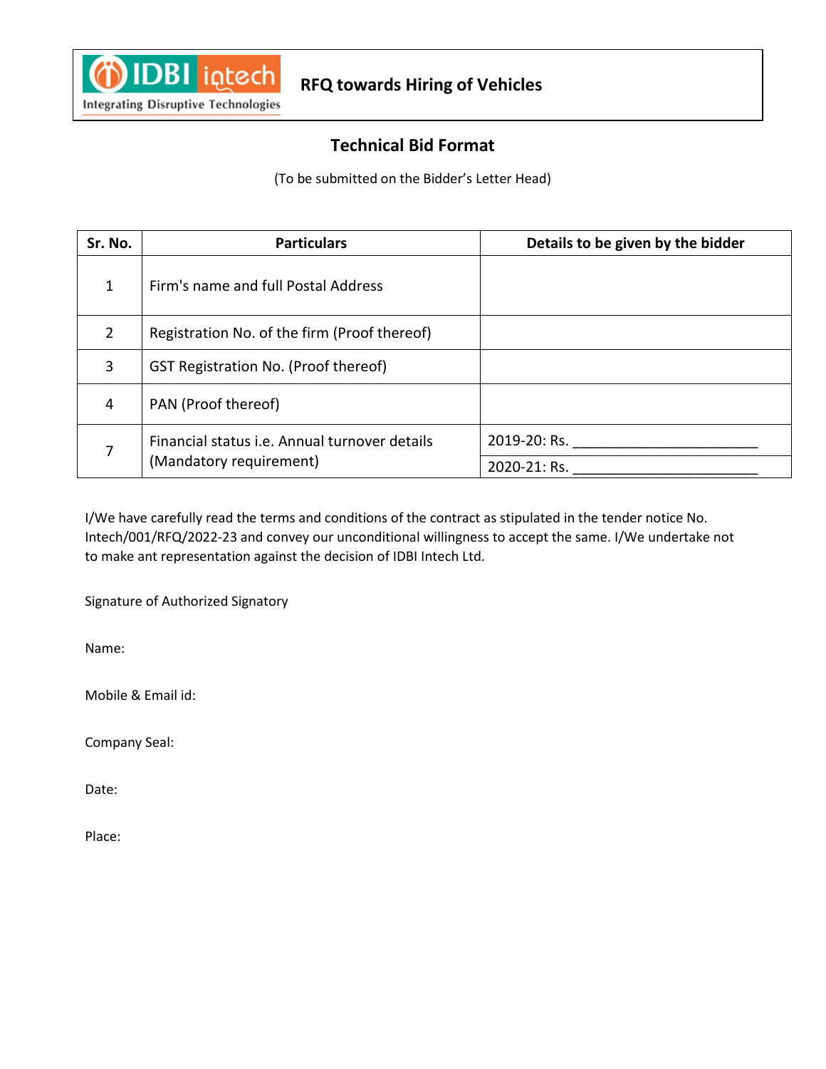RFQ towards Hiring of Vehicles

## Technical Bid Format

(To be submitted on the Bidder's Letter Head)

| Sr. No. | Particulars | Details to be given by the bidder |
|---|---|---|
| 1 | Firm's name and full Postal Address | |
| 2 | Registration No. of the firm (Proof thereof) | |
| 3 | GST Registration No. (Proof thereof) | |
| 4 | PAN (Proof thereof) | |
| 7 | Financial status i.e. Annual turnover details (Mandatory requirement) | 2019-20: Rs. ______________________ |
| | | 2020-21: Rs. ______________________ |

I/We have carefully read the terms and conditions of the contract as stipulated in the tender notice No. Intech/001/RFQ/2022-23 and convey our unconditional willingness to accept the same. I/We undertake not to make ant representation against the decision of IDBI Intech Ltd.

Signature of Authorized Signatory

Name:

Mobile & Email id:

Company Seal:

Date:

Place: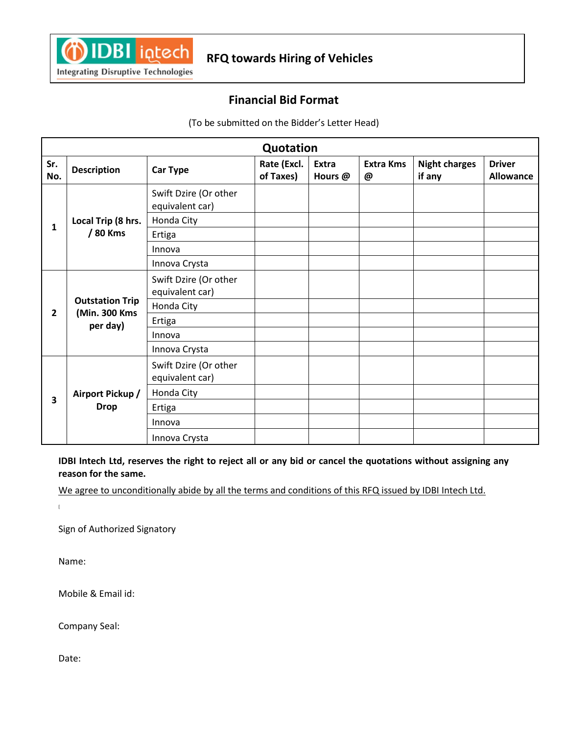**RFQ towards Hiring of Vehicles**

## Financial Bid Format

(To be submitted on the Bidder's Letter Head)

| Quotation | | | | | | | | |
|---|---|---|---|---|---|---|---|---|
| **Sr. No.** | **Description** | **Car Type** | **Rate (Excl. of Taxes)** | **Extra Hours @** | **Extra Kms @** | **Night charges if any** | **Driver Allowance** |
| **1** | **Local Trip (8 hrs. / 80 Kms** | Swift Dzire (Or other equivalent car) | | | | | |
| | | Honda City | | | | | |
| | | Ertiga | | | | | |
| | | Innova | | | | | |
| | | Innova Crysta | | | | | |
| **2** | **Outstation Trip (Min. 300 Kms per day)** | Swift Dzire (Or other equivalent car) | | | | | |
| | | Honda City | | | | | |
| | | Ertiga | | | | | |
| | | Innova | | | | | |
| | | Innova Crysta | | | | | |
| **3** | **Airport Pickup / Drop** | Swift Dzire (Or other equivalent car) | | | | | |
| | | Honda City | | | | | |
| | | Ertiga | | | | | |
| | | Innova | | | | | |
| | | Innova Crysta | | | | | |

**IDBI Intech Ltd, reserves the right to reject all or any bid or cancel the quotations without assigning any reason for the same.**

We agree to unconditionally abide by all the terms and conditions of this RFQ issued by IDBI Intech Ltd.

Sign of Authorized Signatory

Name:

Mobile & Email id:

Company Seal:

Date: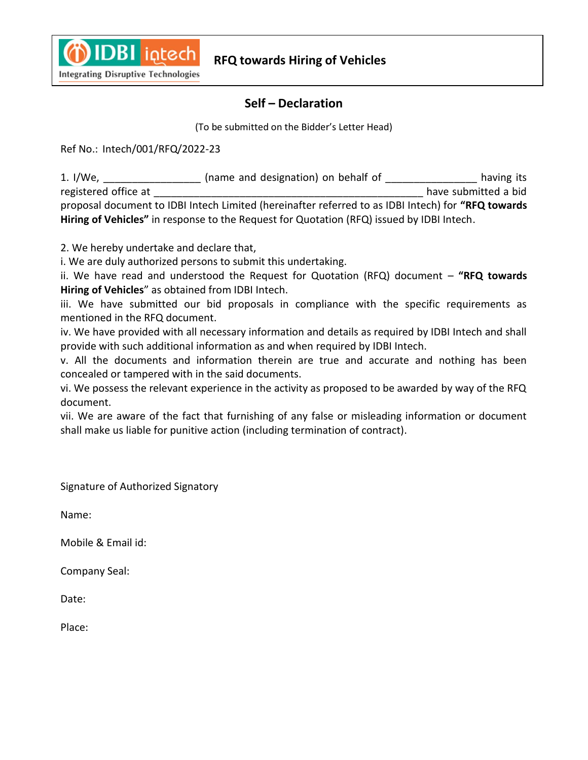## RFQ towards Hiring of Vehicles

# Self – Declaration

(To be submitted on the Bidder's Letter Head)

Ref No.: Intech/001/RFQ/2022-23

1. I/We, ________________ (name and designation) on behalf of _______________ having its registered office at ______________________________________________ have submitted a bid proposal document to IDBI Intech Limited (hereinafter referred to as IDBI Intech) for **"RFQ towards Hiring of Vehicles"** in response to the Request for Quotation (RFQ) issued by IDBI Intech.

2. We hereby undertake and declare that,

i. We are duly authorized persons to submit this undertaking.

ii. We have read and understood the Request for Quotation (RFQ) document – **"RFQ towards Hiring of Vehicles"** as obtained from IDBI Intech.

iii. We have submitted our bid proposals in compliance with the specific requirements as mentioned in the RFQ document.

iv. We have provided with all necessary information and details as required by IDBI Intech and shall provide with such additional information as and when required by IDBI Intech.

v. All the documents and information therein are true and accurate and nothing has been concealed or tampered with in the said documents.

vi. We possess the relevant experience in the activity as proposed to be awarded by way of the RFQ document.

vii. We are aware of the fact that furnishing of any false or misleading information or document shall make us liable for punitive action (including termination of contract).

Signature of Authorized Signatory

Name:

Mobile & Email id:

Company Seal:

Date:

Place: